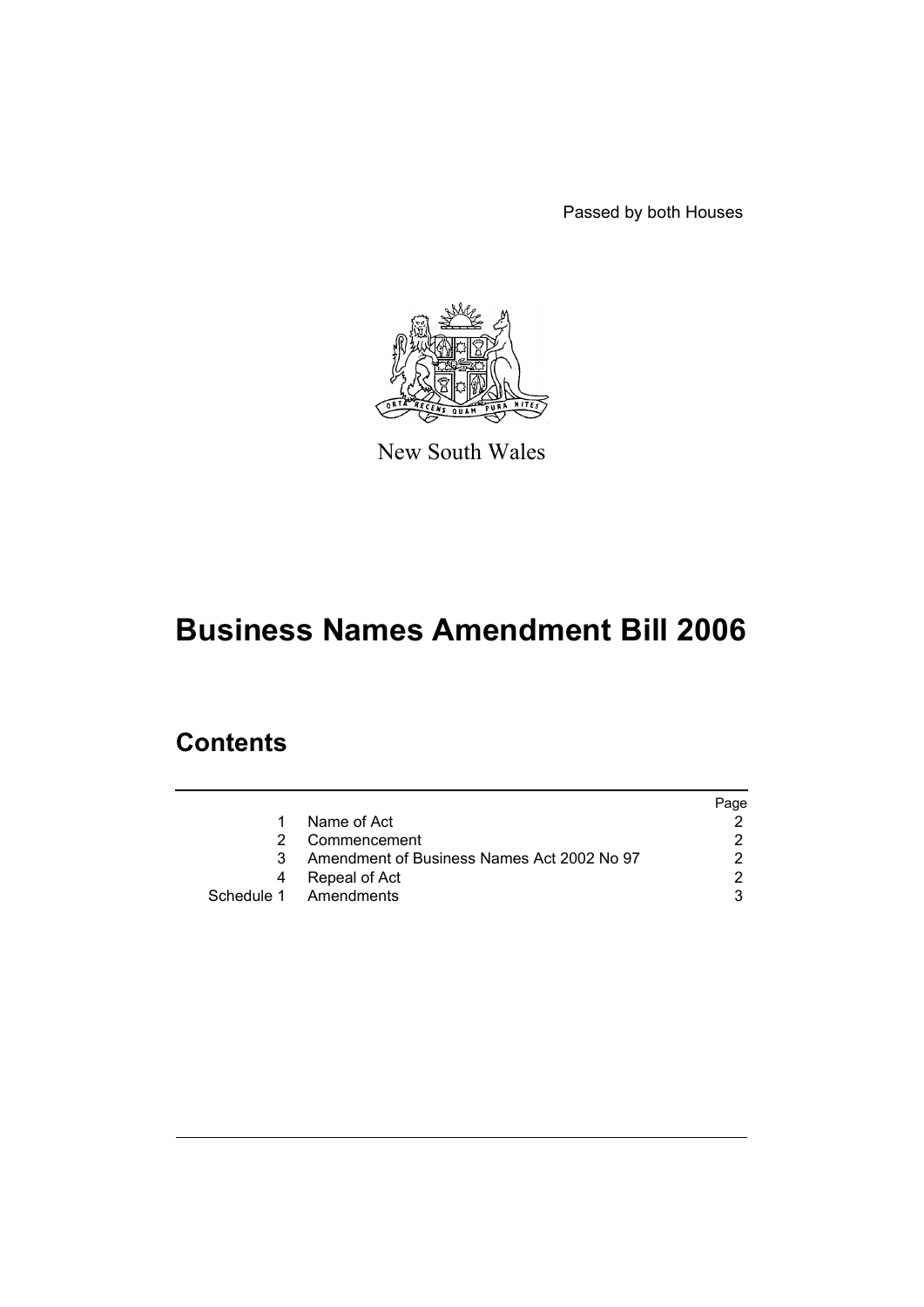Passed by both Houses

New South Wales

# Business Names Amendment Bill 2006

## Contents

| | | Page |
|---|---|---|
| 1 | Name of Act | 2 |
| 2 | Commencement | 2 |
| 3 | Amendment of Business Names Act 2002 No 97 | 2 |
| 4 | Repeal of Act | 2 |
| Schedule 1 | Amendments | 3 |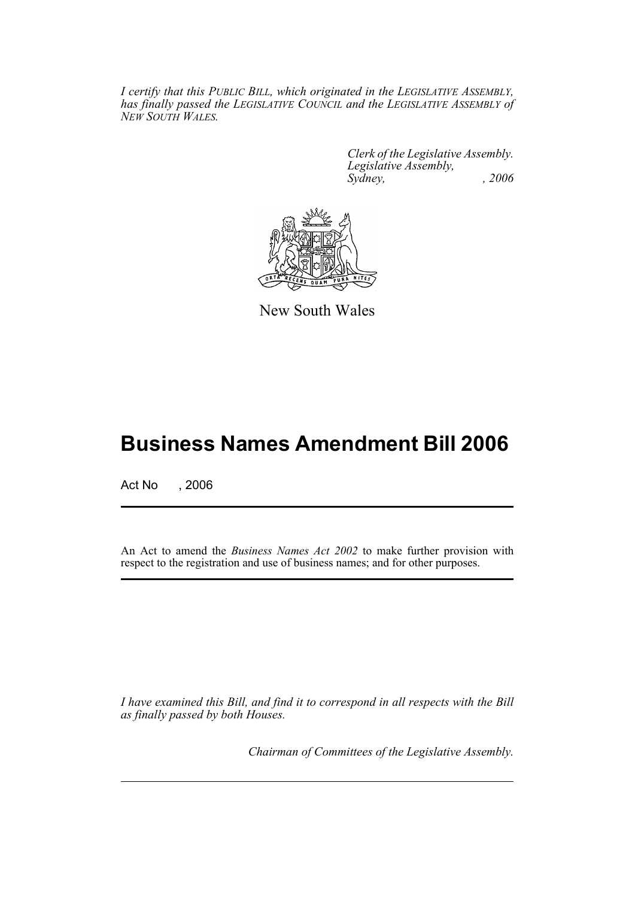*I certify that this PUBLIC BILL, which originated in the LEGISLATIVE ASSEMBLY, has finally passed the LEGISLATIVE COUNCIL and the LEGISLATIVE ASSEMBLY of NEW SOUTH WALES.*

*Clerk of the Legislative Assembly.*
*Legislative Assembly,*
*Sydney, , 2006*

New South Wales

# Business Names Amendment Bill 2006

Act No , 2006

An Act to amend the *Business Names Act 2002* to make further provision with respect to the registration and use of business names; and for other purposes.

*I have examined this Bill, and find it to correspond in all respects with the Bill as finally passed by both Houses.*

*Chairman of Committees of the Legislative Assembly.*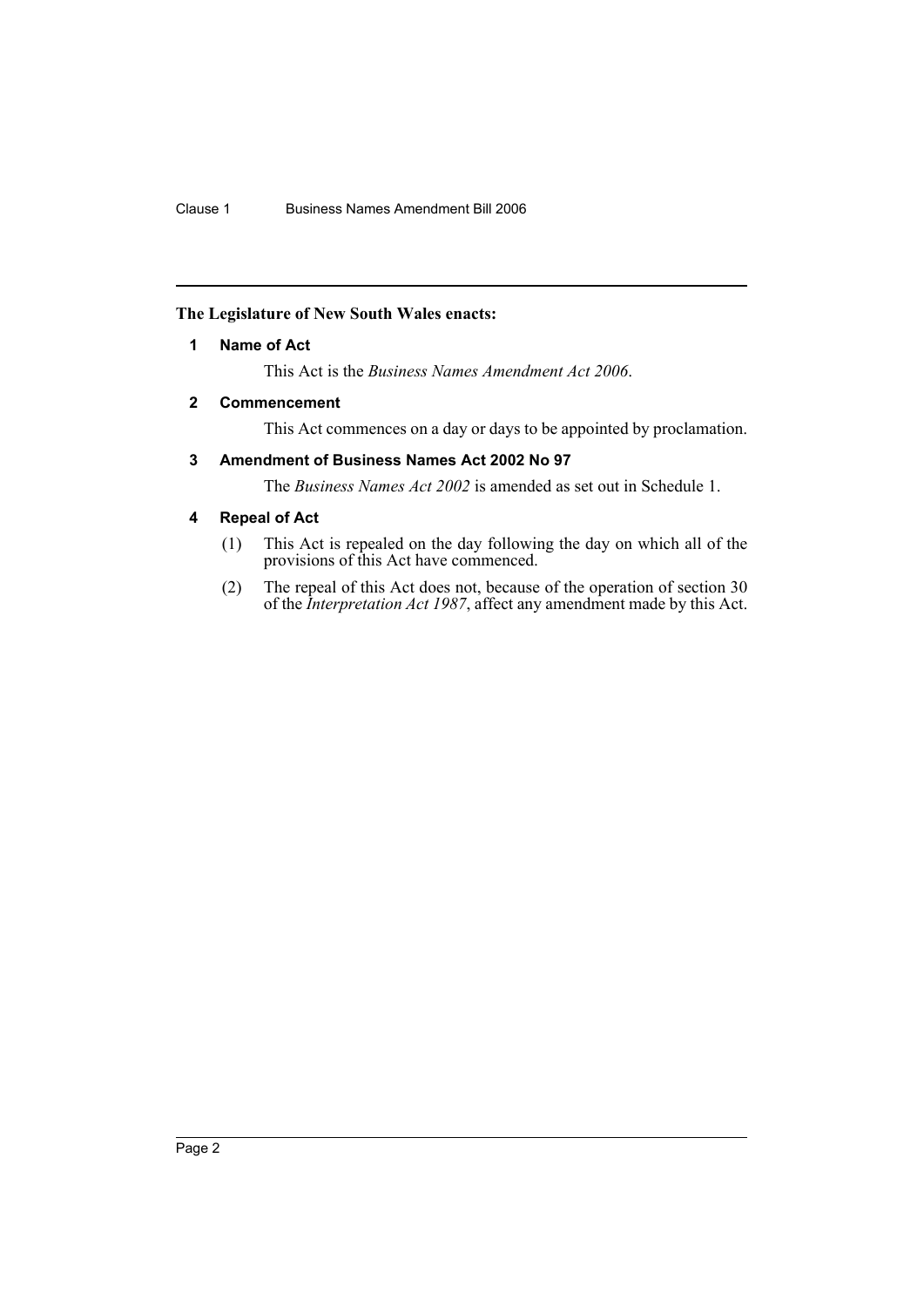**The Legislature of New South Wales enacts:**

## 1 Name of Act

This Act is the *Business Names Amendment Act 2006*.

## 2 Commencement

This Act commences on a day or days to be appointed by proclamation.

## 3 Amendment of Business Names Act 2002 No 97

The *Business Names Act 2002* is amended as set out in Schedule 1.

## 4 Repeal of Act

(1) This Act is repealed on the day following the day on which all of the provisions of this Act have commenced.

(2) The repeal of this Act does not, because of the operation of section 30 of the *Interpretation Act 1987*, affect any amendment made by this Act.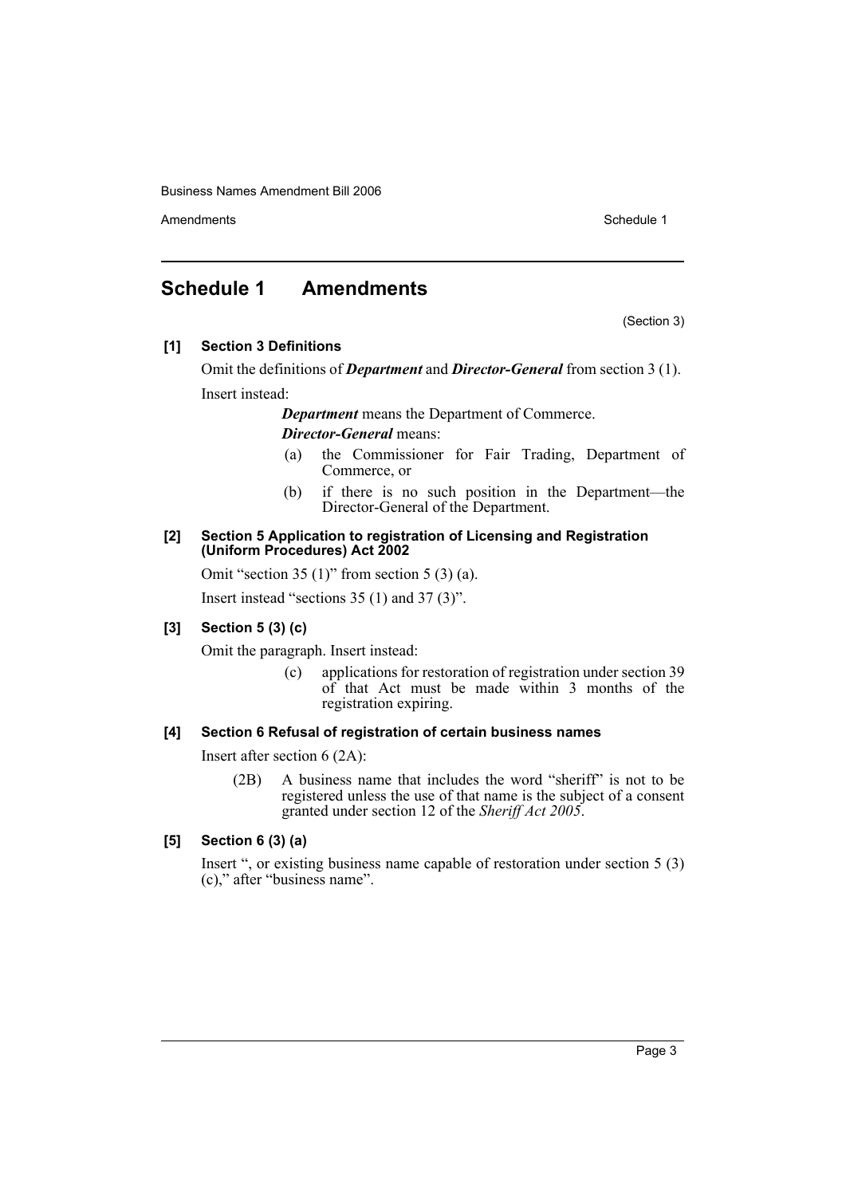# Schedule 1 Amendments

(Section 3)

**[1] Section 3 Definitions**

Omit the definitions of ***Department*** and ***Director-General*** from section 3 (1).

Insert instead:

> ***Department*** means the Department of Commerce.
>
> ***Director-General*** means:
>
> (a) the Commissioner for Fair Trading, Department of Commerce, or
>
> (b) if there is no such position in the Department—the Director-General of the Department.

**[2] Section 5 Application to registration of Licensing and Registration (Uniform Procedures) Act 2002**

Omit "section 35 (1)" from section 5 (3) (a).

Insert instead "sections 35 (1) and 37 (3)".

**[3] Section 5 (3) (c)**

Omit the paragraph. Insert instead:

> (c) applications for restoration of registration under section 39 of that Act must be made within 3 months of the registration expiring.

**[4] Section 6 Refusal of registration of certain business names**

Insert after section 6 (2A):

> (2B) A business name that includes the word "sheriff" is not to be registered unless the use of that name is the subject of a consent granted under section 12 of the *Sheriff Act 2005*.

**[5] Section 6 (3) (a)**

Insert ", or existing business name capable of restoration under section 5 (3) (c)," after "business name".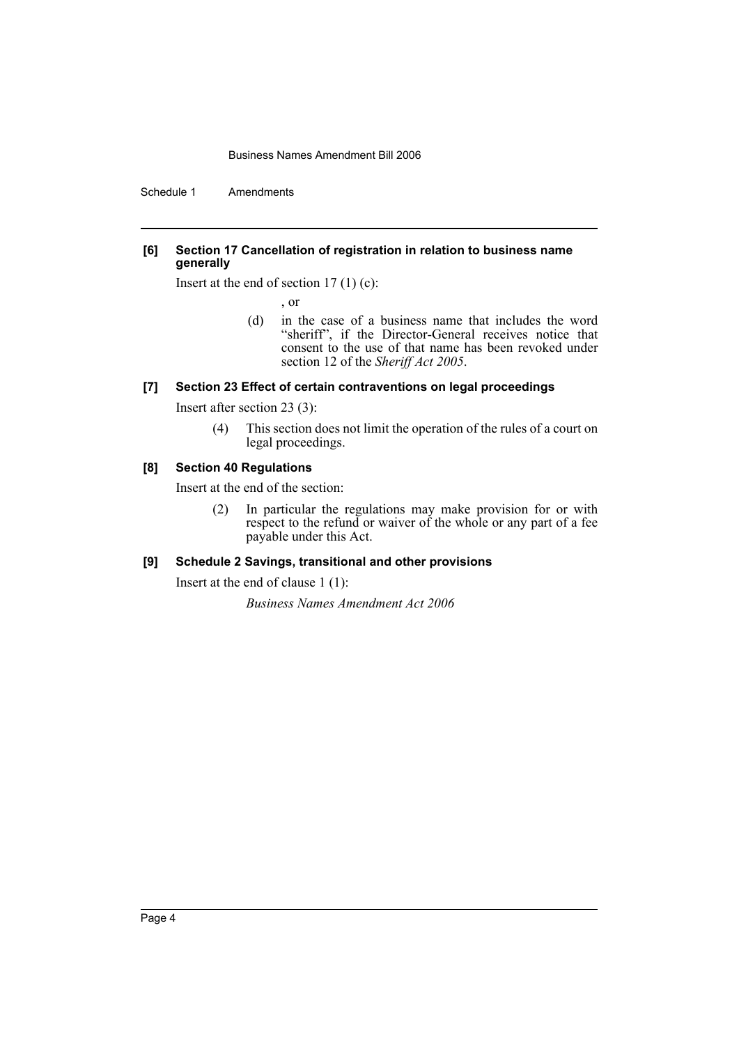#### [6] Section 17 Cancellation of registration in relation to business name generally

Insert at the end of section 17 (1) (c):

, or

(d) in the case of a business name that includes the word "sheriff", if the Director-General receives notice that consent to the use of that name has been revoked under section 12 of the *Sheriff Act 2005*.

#### [7] Section 23 Effect of certain contraventions on legal proceedings

Insert after section 23 (3):

(4) This section does not limit the operation of the rules of a court on legal proceedings.

#### [8] Section 40 Regulations

Insert at the end of the section:

(2) In particular the regulations may make provision for or with respect to the refund or waiver of the whole or any part of a fee payable under this Act.

#### [9] Schedule 2 Savings, transitional and other provisions

Insert at the end of clause 1 (1):

*Business Names Amendment Act 2006*